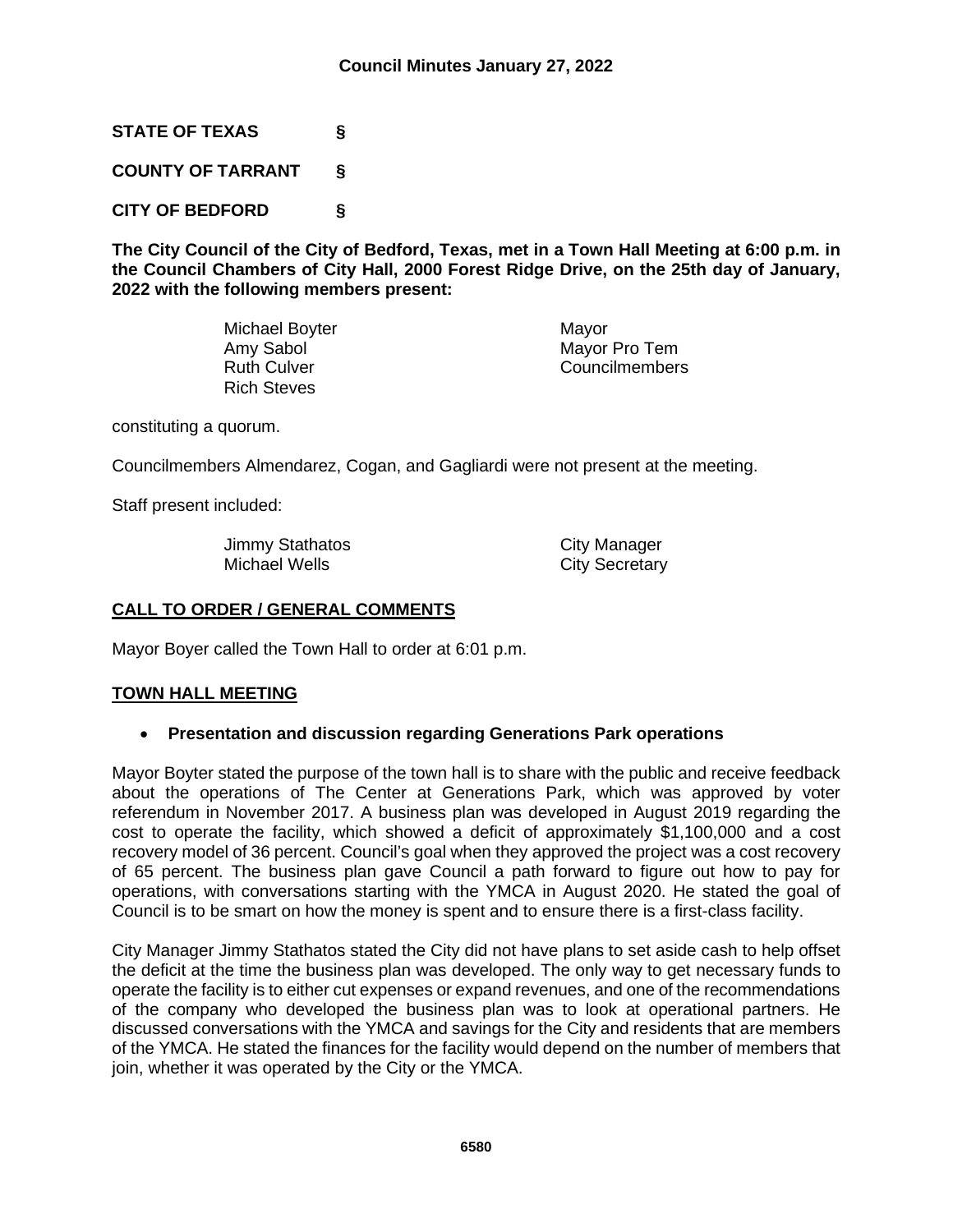## Council Minutes January 27, 2022

**STATE OF TEXAS §**

**COUNTY OF TARRANT §**

**CITY OF BEDFORD §**

**The City Council of the City of Bedford, Texas, met in a Town Hall Meeting at 6:00 p.m. in the Council Chambers of City Hall, 2000 Forest Ridge Drive, on the 25th day of January, 2022 with the following members present:**

| | |
|---|---|
| Michael Boyter | Mayor |
| Amy Sabol | Mayor Pro Tem |
| Ruth Culver | Councilmembers |
| Rich Steves | |

constituting a quorum.

Councilmembers Almendarez, Cogan, and Gagliardi were not present at the meeting.

Staff present included:

| | |
|---|---|
| Jimmy Stathatos | City Manager |
| Michael Wells | City Secretary |

## CALL TO ORDER / GENERAL COMMENTS

Mayor Boyer called the Town Hall to order at 6:01 p.m.

## TOWN HALL MEETING

- **Presentation and discussion regarding Generations Park operations**

Mayor Boyter stated the purpose of the town hall is to share with the public and receive feedback about the operations of The Center at Generations Park, which was approved by voter referendum in November 2017. A business plan was developed in August 2019 regarding the cost to operate the facility, which showed a deficit of approximately $1,100,000 and a cost recovery model of 36 percent. Council's goal when they approved the project was a cost recovery of 65 percent. The business plan gave Council a path forward to figure out how to pay for operations, with conversations starting with the YMCA in August 2020. He stated the goal of Council is to be smart on how the money is spent and to ensure there is a first-class facility.

City Manager Jimmy Stathatos stated the City did not have plans to set aside cash to help offset the deficit at the time the business plan was developed. The only way to get necessary funds to operate the facility is to either cut expenses or expand revenues, and one of the recommendations of the company who developed the business plan was to look at operational partners. He discussed conversations with the YMCA and savings for the City and residents that are members of the YMCA. He stated the finances for the facility would depend on the number of members that join, whether it was operated by the City or the YMCA.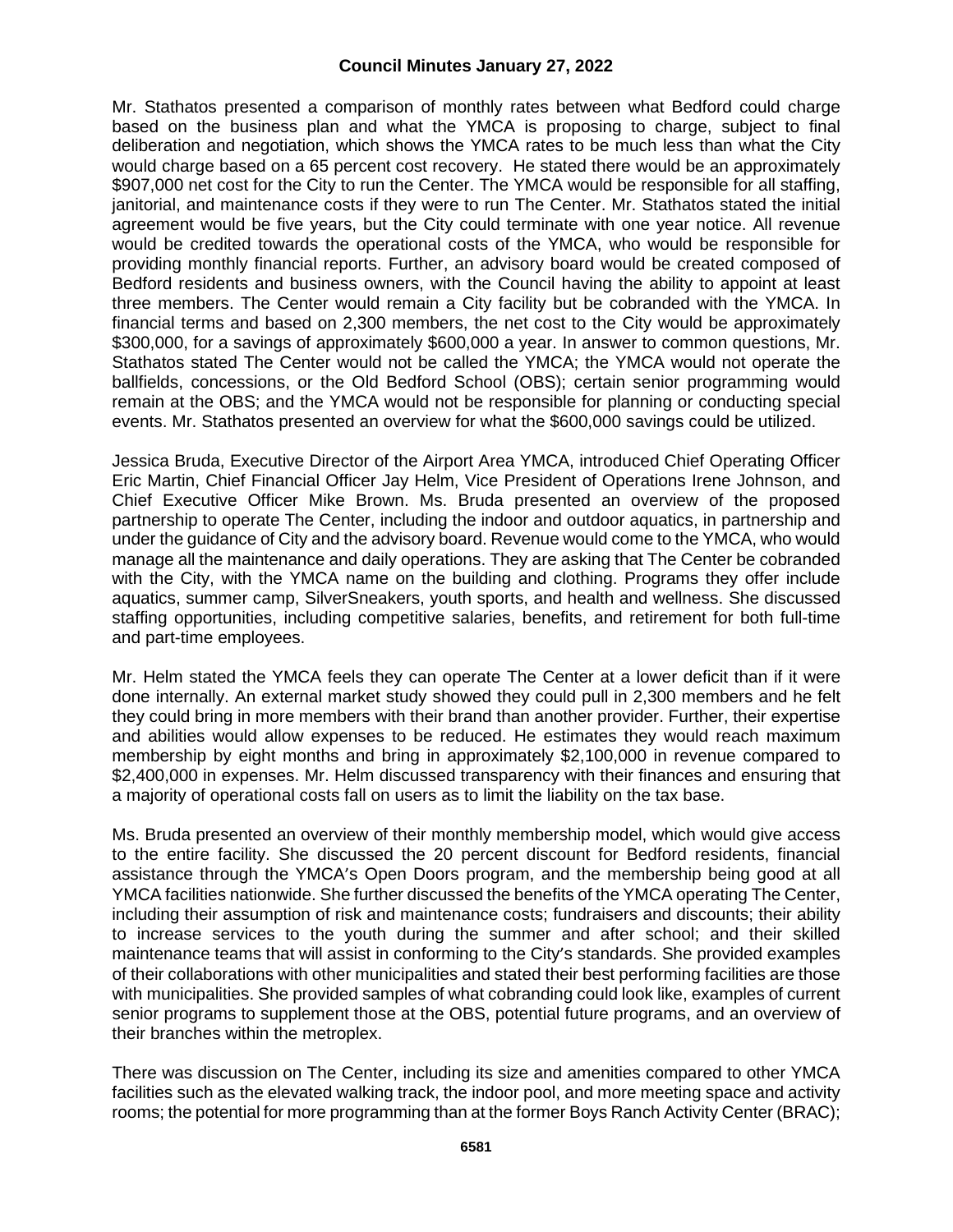Mr. Stathatos presented a comparison of monthly rates between what Bedford could charge based on the business plan and what the YMCA is proposing to charge, subject to final deliberation and negotiation, which shows the YMCA rates to be much less than what the City would charge based on a 65 percent cost recovery. He stated there would be an approximately $907,000 net cost for the City to run the Center. The YMCA would be responsible for all staffing, janitorial, and maintenance costs if they were to run The Center. Mr. Stathatos stated the initial agreement would be five years, but the City could terminate with one year notice. All revenue would be credited towards the operational costs of the YMCA, who would be responsible for providing monthly financial reports. Further, an advisory board would be created composed of Bedford residents and business owners, with the Council having the ability to appoint at least three members. The Center would remain a City facility but be cobranded with the YMCA. In financial terms and based on 2,300 members, the net cost to the City would be approximately $300,000, for a savings of approximately $600,000 a year. In answer to common questions, Mr. Stathatos stated The Center would not be called the YMCA; the YMCA would not operate the ballfields, concessions, or the Old Bedford School (OBS); certain senior programming would remain at the OBS; and the YMCA would not be responsible for planning or conducting special events. Mr. Stathatos presented an overview for what the $600,000 savings could be utilized.

Jessica Bruda, Executive Director of the Airport Area YMCA, introduced Chief Operating Officer Eric Martin, Chief Financial Officer Jay Helm, Vice President of Operations Irene Johnson, and Chief Executive Officer Mike Brown. Ms. Bruda presented an overview of the proposed partnership to operate The Center, including the indoor and outdoor aquatics, in partnership and under the guidance of City and the advisory board. Revenue would come to the YMCA, who would manage all the maintenance and daily operations. They are asking that The Center be cobranded with the City, with the YMCA name on the building and clothing. Programs they offer include aquatics, summer camp, SilverSneakers, youth sports, and health and wellness. She discussed staffing opportunities, including competitive salaries, benefits, and retirement for both full-time and part-time employees.

Mr. Helm stated the YMCA feels they can operate The Center at a lower deficit than if it were done internally. An external market study showed they could pull in 2,300 members and he felt they could bring in more members with their brand than another provider. Further, their expertise and abilities would allow expenses to be reduced. He estimates they would reach maximum membership by eight months and bring in approximately $2,100,000 in revenue compared to $2,400,000 in expenses. Mr. Helm discussed transparency with their finances and ensuring that a majority of operational costs fall on users as to limit the liability on the tax base.

Ms. Bruda presented an overview of their monthly membership model, which would give access to the entire facility. She discussed the 20 percent discount for Bedford residents, financial assistance through the YMCA's Open Doors program, and the membership being good at all YMCA facilities nationwide. She further discussed the benefits of the YMCA operating The Center, including their assumption of risk and maintenance costs; fundraisers and discounts; their ability to increase services to the youth during the summer and after school; and their skilled maintenance teams that will assist in conforming to the City's standards. She provided examples of their collaborations with other municipalities and stated their best performing facilities are those with municipalities. She provided samples of what cobranding could look like, examples of current senior programs to supplement those at the OBS, potential future programs, and an overview of their branches within the metroplex.

There was discussion on The Center, including its size and amenities compared to other YMCA facilities such as the elevated walking track, the indoor pool, and more meeting space and activity rooms; the potential for more programming than at the former Boys Ranch Activity Center (BRAC);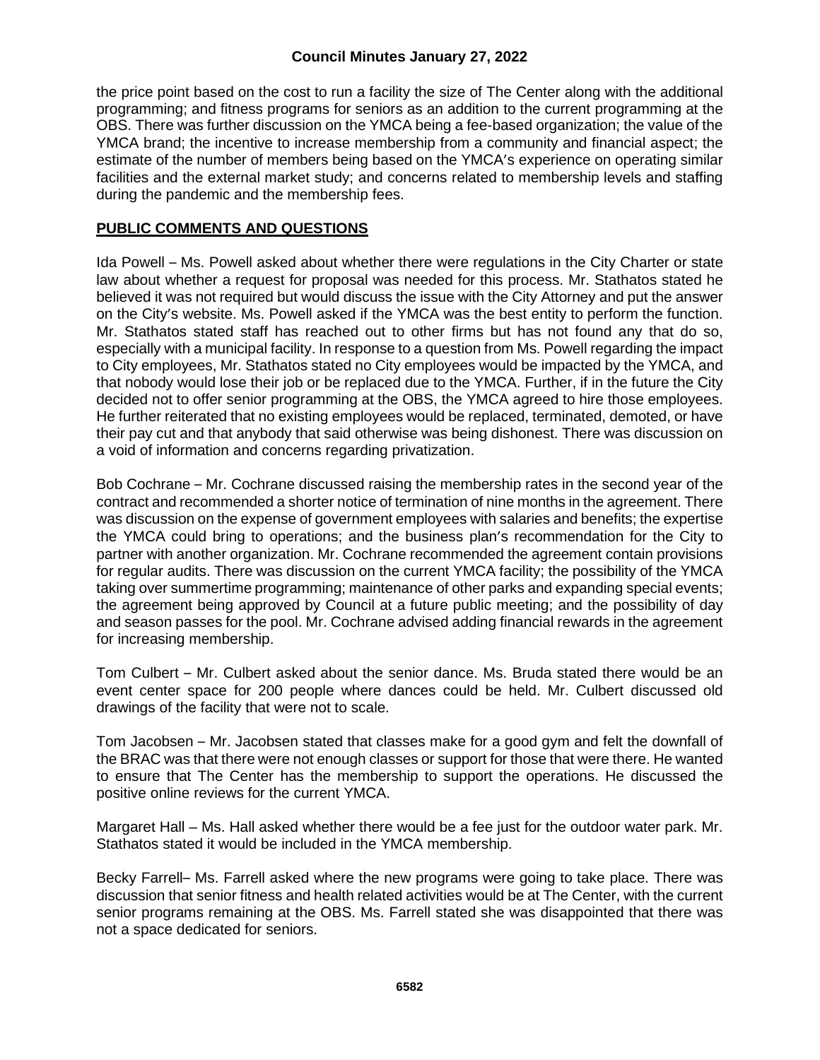the price point based on the cost to run a facility the size of The Center along with the additional programming; and fitness programs for seniors as an addition to the current programming at the OBS. There was further discussion on the YMCA being a fee-based organization; the value of the YMCA brand; the incentive to increase membership from a community and financial aspect; the estimate of the number of members being based on the YMCA's experience on operating similar facilities and the external market study; and concerns related to membership levels and staffing during the pandemic and the membership fees.

## PUBLIC COMMENTS AND QUESTIONS

Ida Powell – Ms. Powell asked about whether there were regulations in the City Charter or state law about whether a request for proposal was needed for this process. Mr. Stathatos stated he believed it was not required but would discuss the issue with the City Attorney and put the answer on the City's website. Ms. Powell asked if the YMCA was the best entity to perform the function. Mr. Stathatos stated staff has reached out to other firms but has not found any that do so, especially with a municipal facility. In response to a question from Ms. Powell regarding the impact to City employees, Mr. Stathatos stated no City employees would be impacted by the YMCA, and that nobody would lose their job or be replaced due to the YMCA. Further, if in the future the City decided not to offer senior programming at the OBS, the YMCA agreed to hire those employees. He further reiterated that no existing employees would be replaced, terminated, demoted, or have their pay cut and that anybody that said otherwise was being dishonest. There was discussion on a void of information and concerns regarding privatization.

Bob Cochrane – Mr. Cochrane discussed raising the membership rates in the second year of the contract and recommended a shorter notice of termination of nine months in the agreement. There was discussion on the expense of government employees with salaries and benefits; the expertise the YMCA could bring to operations; and the business plan's recommendation for the City to partner with another organization. Mr. Cochrane recommended the agreement contain provisions for regular audits. There was discussion on the current YMCA facility; the possibility of the YMCA taking over summertime programming; maintenance of other parks and expanding special events; the agreement being approved by Council at a future public meeting; and the possibility of day and season passes for the pool. Mr. Cochrane advised adding financial rewards in the agreement for increasing membership.

Tom Culbert – Mr. Culbert asked about the senior dance. Ms. Bruda stated there would be an event center space for 200 people where dances could be held. Mr. Culbert discussed old drawings of the facility that were not to scale.

Tom Jacobsen – Mr. Jacobsen stated that classes make for a good gym and felt the downfall of the BRAC was that there were not enough classes or support for those that were there. He wanted to ensure that The Center has the membership to support the operations. He discussed the positive online reviews for the current YMCA.

Margaret Hall – Ms. Hall asked whether there would be a fee just for the outdoor water park. Mr. Stathatos stated it would be included in the YMCA membership.

Becky Farrell– Ms. Farrell asked where the new programs were going to take place. There was discussion that senior fitness and health related activities would be at The Center, with the current senior programs remaining at the OBS. Ms. Farrell stated she was disappointed that there was not a space dedicated for seniors.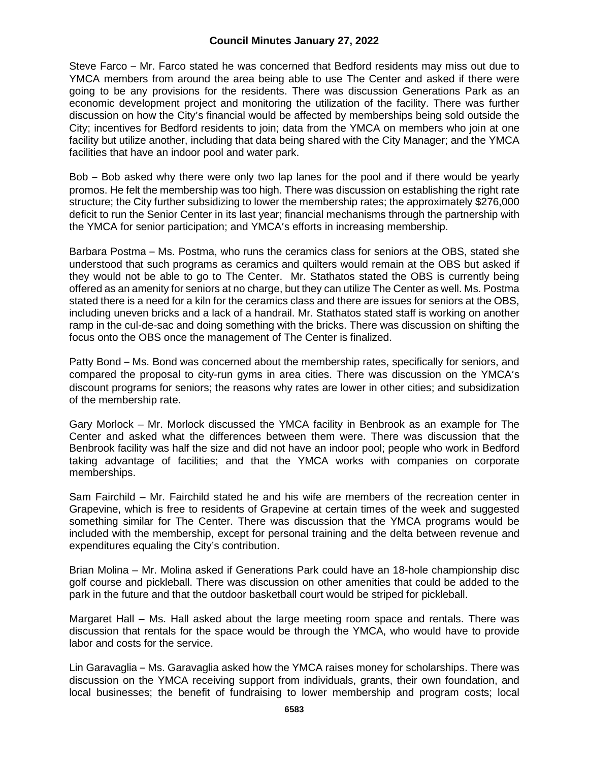Steve Farco – Mr. Farco stated he was concerned that Bedford residents may miss out due to YMCA members from around the area being able to use The Center and asked if there were going to be any provisions for the residents. There was discussion Generations Park as an economic development project and monitoring the utilization of the facility. There was further discussion on how the City's financial would be affected by memberships being sold outside the City; incentives for Bedford residents to join; data from the YMCA on members who join at one facility but utilize another, including that data being shared with the City Manager; and the YMCA facilities that have an indoor pool and water park.

Bob – Bob asked why there were only two lap lanes for the pool and if there would be yearly promos. He felt the membership was too high. There was discussion on establishing the right rate structure; the City further subsidizing to lower the membership rates; the approximately $276,000 deficit to run the Senior Center in its last year; financial mechanisms through the partnership with the YMCA for senior participation; and YMCA's efforts in increasing membership.

Barbara Postma – Ms. Postma, who runs the ceramics class for seniors at the OBS, stated she understood that such programs as ceramics and quilters would remain at the OBS but asked if they would not be able to go to The Center. Mr. Stathatos stated the OBS is currently being offered as an amenity for seniors at no charge, but they can utilize The Center as well. Ms. Postma stated there is a need for a kiln for the ceramics class and there are issues for seniors at the OBS, including uneven bricks and a lack of a handrail. Mr. Stathatos stated staff is working on another ramp in the cul-de-sac and doing something with the bricks. There was discussion on shifting the focus onto the OBS once the management of The Center is finalized.

Patty Bond – Ms. Bond was concerned about the membership rates, specifically for seniors, and compared the proposal to city-run gyms in area cities. There was discussion on the YMCA's discount programs for seniors; the reasons why rates are lower in other cities; and subsidization of the membership rate.

Gary Morlock – Mr. Morlock discussed the YMCA facility in Benbrook as an example for The Center and asked what the differences between them were. There was discussion that the Benbrook facility was half the size and did not have an indoor pool; people who work in Bedford taking advantage of facilities; and that the YMCA works with companies on corporate memberships.

Sam Fairchild – Mr. Fairchild stated he and his wife are members of the recreation center in Grapevine, which is free to residents of Grapevine at certain times of the week and suggested something similar for The Center. There was discussion that the YMCA programs would be included with the membership, except for personal training and the delta between revenue and expenditures equaling the City's contribution.

Brian Molina – Mr. Molina asked if Generations Park could have an 18-hole championship disc golf course and pickleball. There was discussion on other amenities that could be added to the park in the future and that the outdoor basketball court would be striped for pickleball.

Margaret Hall – Ms. Hall asked about the large meeting room space and rentals. There was discussion that rentals for the space would be through the YMCA, who would have to provide labor and costs for the service.

Lin Garavaglia – Ms. Garavaglia asked how the YMCA raises money for scholarships. There was discussion on the YMCA receiving support from individuals, grants, their own foundation, and local businesses; the benefit of fundraising to lower membership and program costs; local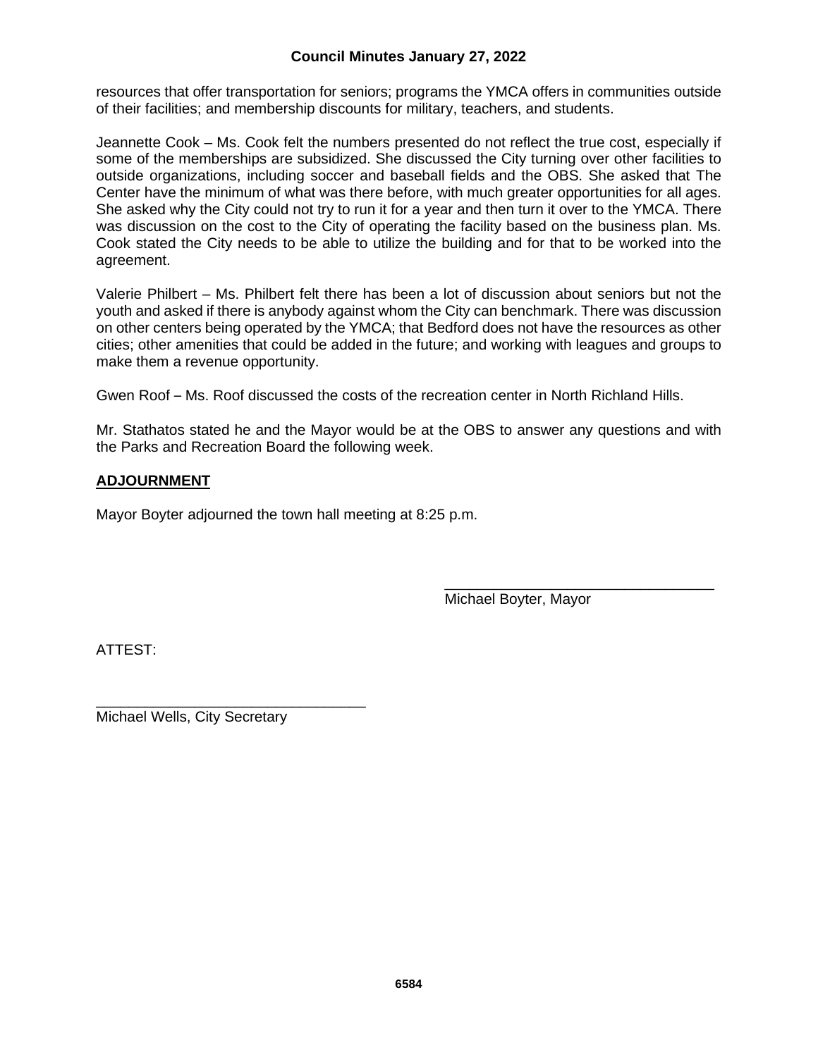resources that offer transportation for seniors; programs the YMCA offers in communities outside of their facilities; and membership discounts for military, teachers, and students.

Jeannette Cook – Ms. Cook felt the numbers presented do not reflect the true cost, especially if some of the memberships are subsidized. She discussed the City turning over other facilities to outside organizations, including soccer and baseball fields and the OBS. She asked that The Center have the minimum of what was there before, with much greater opportunities for all ages. She asked why the City could not try to run it for a year and then turn it over to the YMCA. There was discussion on the cost to the City of operating the facility based on the business plan. Ms. Cook stated the City needs to be able to utilize the building and for that to be worked into the agreement.

Valerie Philbert – Ms. Philbert felt there has been a lot of discussion about seniors but not the youth and asked if there is anybody against whom the City can benchmark. There was discussion on other centers being operated by the YMCA; that Bedford does not have the resources as other cities; other amenities that could be added in the future; and working with leagues and groups to make them a revenue opportunity.

Gwen Roof – Ms. Roof discussed the costs of the recreation center in North Richland Hills.

Mr. Stathatos stated he and the Mayor would be at the OBS to answer any questions and with the Parks and Recreation Board the following week.

## ADJOURNMENT

Mayor Boyter adjourned the town hall meeting at 8:25 p.m.

\_\_\_\_\_\_\_\_\_\_\_\_\_\_\_\_\_\_\_\_\_\_\_\_\_\_\_\_\_\_\_\_\_\_
Michael Boyter, Mayor

ATTEST:

\_\_\_\_\_\_\_\_\_\_\_\_\_\_\_\_\_\_\_\_\_\_\_\_\_\_\_\_\_\_\_\_\_\_
Michael Wells, City Secretary